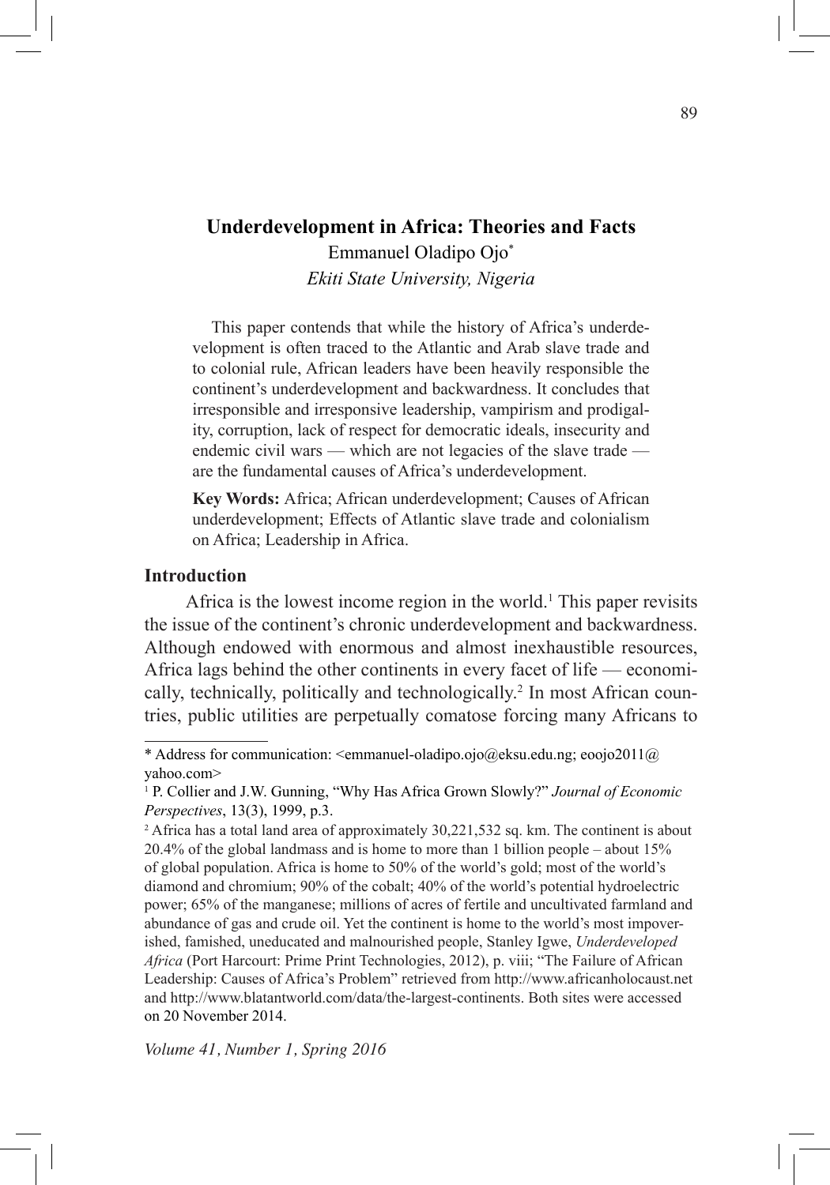# Underdevelopment in Africa: Theories and Facts

Emmanuel Oladipo Ojo*

*Ekiti State University, Nigeria*

This paper contends that while the history of Africa's underdevelopment is often traced to the Atlantic and Arab slave trade and to colonial rule, African leaders have been heavily responsible the continent's underdevelopment and backwardness. It concludes that irresponsible and irresponsive leadership, vampirism and prodigality, corruption, lack of respect for democratic ideals, insecurity and endemic civil wars — which are not legacies of the slave trade — are the fundamental causes of Africa's underdevelopment.

**Key Words:** Africa; African underdevelopment; Causes of African underdevelopment; Effects of Atlantic slave trade and colonialism on Africa; Leadership in Africa.

## Introduction

Africa is the lowest income region in the world.[1] This paper revisits the issue of the continent's chronic underdevelopment and backwardness. Although endowed with enormous and almost inexhaustible resources, Africa lags behind the other continents in every facet of life — economically, technically, politically and technologically.[2] In most African countries, public utilities are perpetually comatose forcing many Africans to

---

* Address for communication: <emmanuel-oladipo.ojo@eksu.edu.ng; eoojo2011@yahoo.com>

[1] P. Collier and J.W. Gunning, "Why Has Africa Grown Slowly?" *Journal of Economic Perspectives*, 13(3), 1999, p.3.

[2] Africa has a total land area of approximately 30,221,532 sq. km. The continent is about 20.4% of the global landmass and is home to more than 1 billion people – about 15% of global population. Africa is home to 50% of the world's gold; most of the world's diamond and chromium; 90% of the cobalt; 40% of the world's potential hydroelectric power; 65% of the manganese; millions of acres of fertile and uncultivated farmland and abundance of gas and crude oil. Yet the continent is home to the world's most impoverished, famished, uneducated and malnourished people, Stanley Igwe, *Underdeveloped Africa* (Port Harcourt: Prime Print Technologies, 2012), p. viii; "The Failure of African Leadership: Causes of Africa's Problem" retrieved from http://www.africanholocaust.net and http://www.blatantworld.com/data/the-largest-continents. Both sites were accessed on 20 November 2014.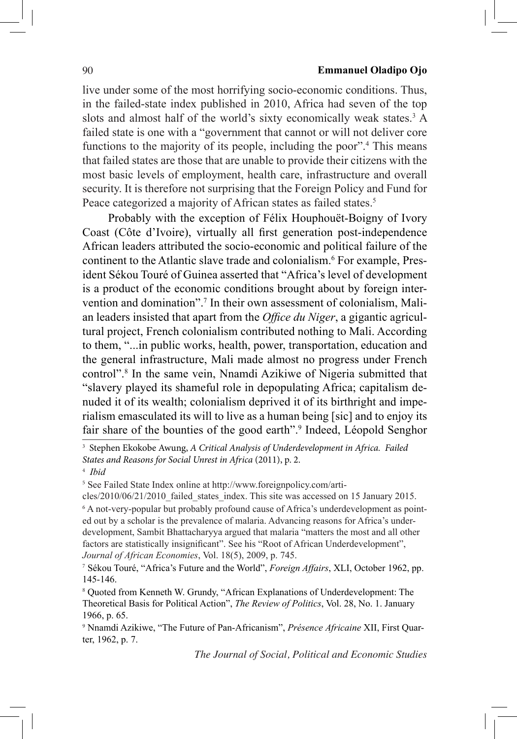live under some of the most horrifying socio-economic conditions. Thus, in the failed-state index published in 2010, Africa had seven of the top slots and almost half of the world's sixty economically weak states.[3] A failed state is one with a "government that cannot or will not deliver core functions to the majority of its people, including the poor".[4] This means that failed states are those that are unable to provide their citizens with the most basic levels of employment, health care, infrastructure and overall security. It is therefore not surprising that the Foreign Policy and Fund for Peace categorized a majority of African states as failed states.[5]

Probably with the exception of Félix Houphouët-Boigny of Ivory Coast (Côte d'Ivoire), virtually all first generation post-independence African leaders attributed the socio-economic and political failure of the continent to the Atlantic slave trade and colonialism.[6] For example, President Sékou Touré of Guinea asserted that "Africa's level of development is a product of the economic conditions brought about by foreign intervention and domination".[7] In their own assessment of colonialism, Malian leaders insisted that apart from the *Office du Niger*, a gigantic agricultural project, French colonialism contributed nothing to Mali. According to them, "...in public works, health, power, transportation, education and the general infrastructure, Mali made almost no progress under French control".[8] In the same vein, Nnamdi Azikiwe of Nigeria submitted that "slavery played its shameful role in depopulating Africa; capitalism denuded it of its wealth; colonialism deprived it of its birthright and imperialism emasculated its will to live as a human being [sic] and to enjoy its fair share of the bounties of the good earth".[9] Indeed, Léopold Senghor

---

[3] Stephen Ekokobe Awung, *A Critical Analysis of Underdevelopment in Africa. Failed States and Reasons for Social Unrest in Africa* (2011), p. 2.

[4] *Ibid*

[5] See Failed State Index online at http://www.foreignpolicy.com/articles/2010/06/21/2010_failed_states_index. This site was accessed on 15 January 2015.

[6] A not-very-popular but probably profound cause of Africa's underdevelopment as pointed out by a scholar is the prevalence of malaria. Advancing reasons for Africa's underdevelopment, Sambit Bhattacharyya argued that malaria "matters the most and all other factors are statistically insignificant". See his "Root of African Underdevelopment", *Journal of African Economies*, Vol. 18(5), 2009, p. 745.

[7] Sékou Touré, "Africa's Future and the World", *Foreign Affairs*, XLI, October 1962, pp. 145-146.

[8] Quoted from Kenneth W. Grundy, "African Explanations of Underdevelopment: The Theoretical Basis for Political Action", *The Review of Politics*, Vol. 28, No. 1. January 1966, p. 65.

[9] Nnamdi Azikiwe, "The Future of Pan-Africanism", *Présence Africaine* XII, First Quarter, 1962, p. 7.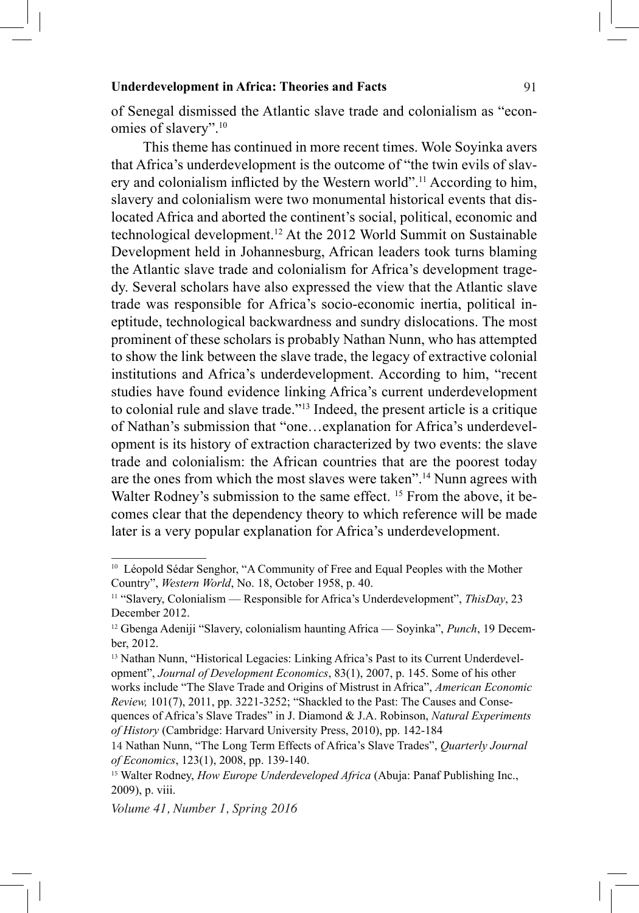of Senegal dismissed the Atlantic slave trade and colonialism as "economies of slavery".[10]

This theme has continued in more recent times. Wole Soyinka avers that Africa's underdevelopment is the outcome of "the twin evils of slavery and colonialism inflicted by the Western world".[11] According to him, slavery and colonialism were two monumental historical events that dislocated Africa and aborted the continent's social, political, economic and technological development.[12] At the 2012 World Summit on Sustainable Development held in Johannesburg, African leaders took turns blaming the Atlantic slave trade and colonialism for Africa's development tragedy. Several scholars have also expressed the view that the Atlantic slave trade was responsible for Africa's socio-economic inertia, political ineptitude, technological backwardness and sundry dislocations. The most prominent of these scholars is probably Nathan Nunn, who has attempted to show the link between the slave trade, the legacy of extractive colonial institutions and Africa's underdevelopment. According to him, "recent studies have found evidence linking Africa's current underdevelopment to colonial rule and slave trade."[13] Indeed, the present article is a critique of Nathan's submission that "one…explanation for Africa's underdevelopment is its history of extraction characterized by two events: the slave trade and colonialism: the African countries that are the poorest today are the ones from which the most slaves were taken".[14] Nunn agrees with Walter Rodney's submission to the same effect. [15] From the above, it becomes clear that the dependency theory to which reference will be made later is a very popular explanation for Africa's underdevelopment.

---

[10] Léopold Sédar Senghor, "A Community of Free and Equal Peoples with the Mother Country", *Western World*, No. 18, October 1958, p. 40.

[11] "Slavery, Colonialism — Responsible for Africa's Underdevelopment", *ThisDay*, 23 December 2012.

[12] Gbenga Adeniji "Slavery, colonialism haunting Africa — Soyinka", *Punch*, 19 December, 2012.

[13] Nathan Nunn, "Historical Legacies: Linking Africa's Past to its Current Underdevelopment", *Journal of Development Economics*, 83(1), 2007, p. 145. Some of his other works include "The Slave Trade and Origins of Mistrust in Africa", *American Economic Review,* 101(7), 2011, pp. 3221-3252; "Shackled to the Past: The Causes and Consequences of Africa's Slave Trades" in J. Diamond & J.A. Robinson, *Natural Experiments of History* (Cambridge: Harvard University Press, 2010), pp. 142-184

14 Nathan Nunn, "The Long Term Effects of Africa's Slave Trades", *Quarterly Journal of Economics*, 123(1), 2008, pp. 139-140.

[15] Walter Rodney, *How Europe Underdeveloped Africa* (Abuja: Panaf Publishing Inc., 2009), p. viii.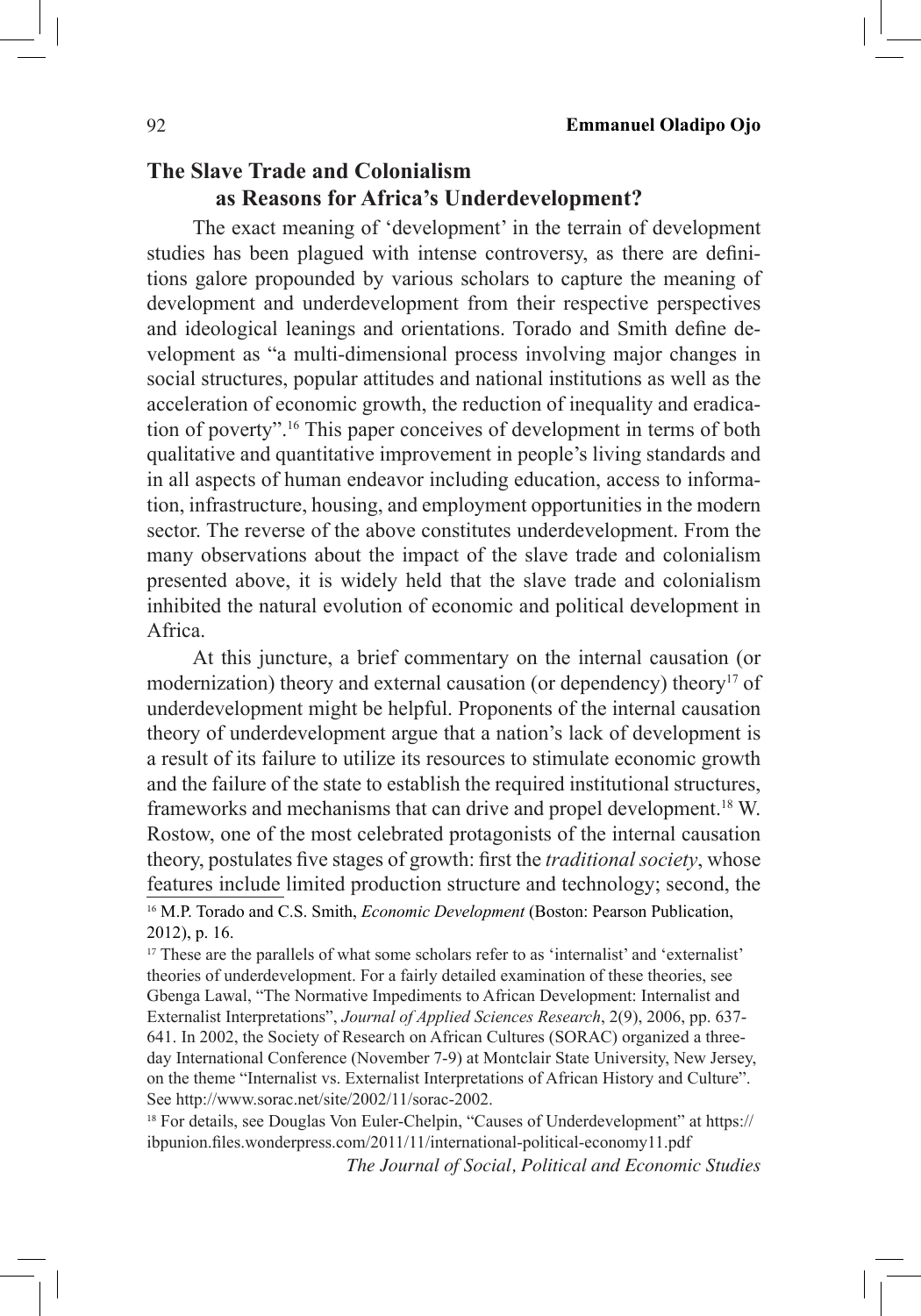## The Slave Trade and Colonialism as Reasons for Africa's Underdevelopment?

The exact meaning of 'development' in the terrain of development studies has been plagued with intense controversy, as there are definitions galore propounded by various scholars to capture the meaning of development and underdevelopment from their respective perspectives and ideological leanings and orientations. Torado and Smith define development as "a multi-dimensional process involving major changes in social structures, popular attitudes and national institutions as well as the acceleration of economic growth, the reduction of inequality and eradication of poverty".[16] This paper conceives of development in terms of both qualitative and quantitative improvement in people's living standards and in all aspects of human endeavor including education, access to information, infrastructure, housing, and employment opportunities in the modern sector. The reverse of the above constitutes underdevelopment. From the many observations about the impact of the slave trade and colonialism presented above, it is widely held that the slave trade and colonialism inhibited the natural evolution of economic and political development in Africa.

At this juncture, a brief commentary on the internal causation (or modernization) theory and external causation (or dependency) theory[17] of underdevelopment might be helpful. Proponents of the internal causation theory of underdevelopment argue that a nation's lack of development is a result of its failure to utilize its resources to stimulate economic growth and the failure of the state to establish the required institutional structures, frameworks and mechanisms that can drive and propel development.[18] W. Rostow, one of the most celebrated protagonists of the internal causation theory, postulates five stages of growth: first the *traditional society*, whose features include limited production structure and technology; second, the

[16] M.P. Torado and C.S. Smith, *Economic Development* (Boston: Pearson Publication, 2012), p. 16.

[17] These are the parallels of what some scholars refer to as 'internalist' and 'externalist' theories of underdevelopment. For a fairly detailed examination of these theories, see Gbenga Lawal, "The Normative Impediments to African Development: Internalist and Externalist Interpretations", *Journal of Applied Sciences Research*, 2(9), 2006, pp. 637-641. In 2002, the Society of Research on African Cultures (SORAC) organized a three-day International Conference (November 7-9) at Montclair State University, New Jersey, on the theme "Internalist vs. Externalist Interpretations of African History and Culture". See http://www.sorac.net/site/2002/11/sorac-2002.

[18] For details, see Douglas Von Euler-Chelpin, "Causes of Underdevelopment" at https://ibpunion.files.wonderpress.com/2011/11/international-political-economy11.pdf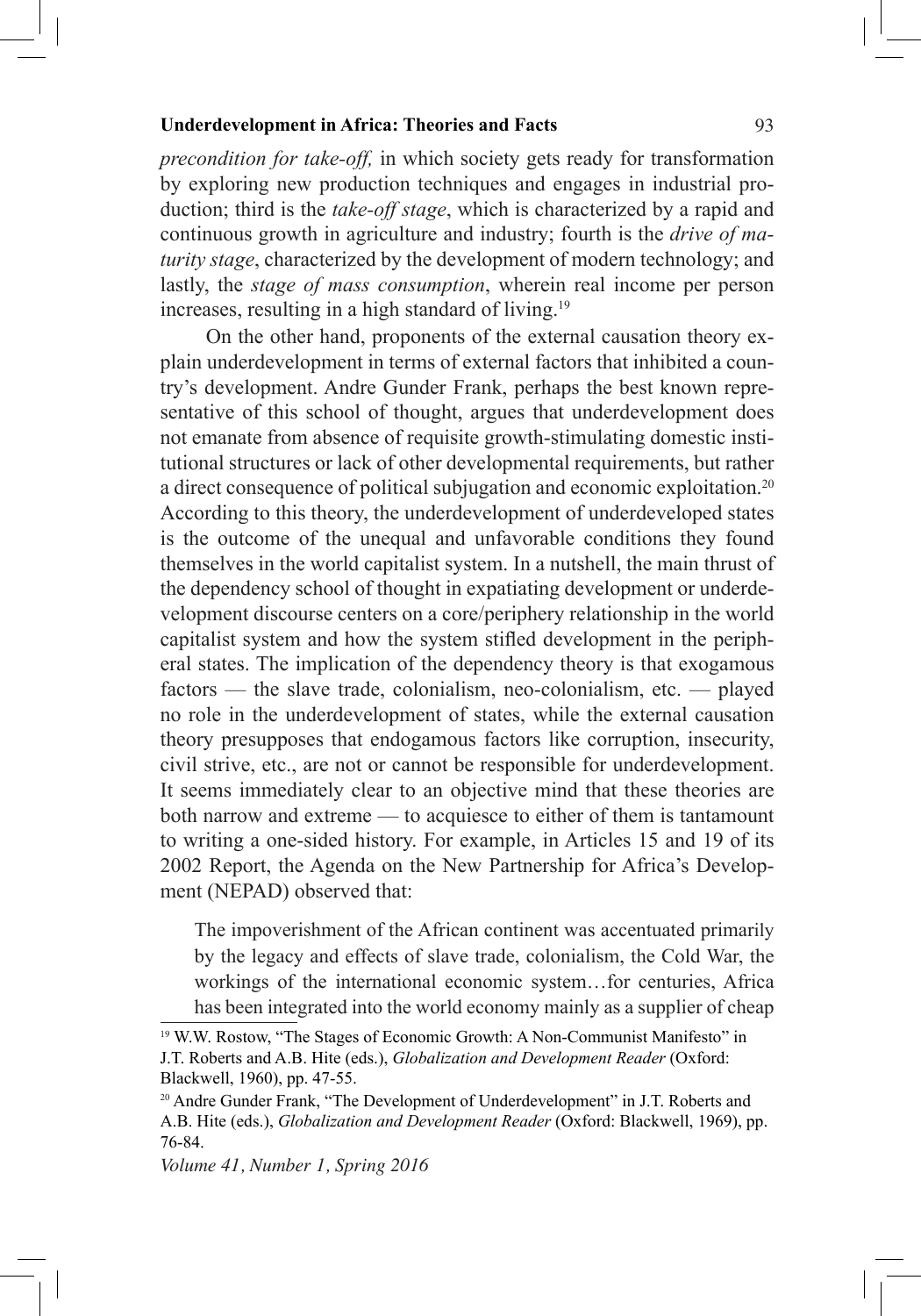*precondition for take-off,* in which society gets ready for transformation by exploring new production techniques and engages in industrial production; third is the *take-off stage*, which is characterized by a rapid and continuous growth in agriculture and industry; fourth is the *drive of maturity stage*, characterized by the development of modern technology; and lastly, the *stage of mass consumption*, wherein real income per person increases, resulting in a high standard of living.[19]

On the other hand, proponents of the external causation theory explain underdevelopment in terms of external factors that inhibited a country's development. Andre Gunder Frank, perhaps the best known representative of this school of thought, argues that underdevelopment does not emanate from absence of requisite growth-stimulating domestic institutional structures or lack of other developmental requirements, but rather a direct consequence of political subjugation and economic exploitation.[20] According to this theory, the underdevelopment of underdeveloped states is the outcome of the unequal and unfavorable conditions they found themselves in the world capitalist system. In a nutshell, the main thrust of the dependency school of thought in expatiating development or underdevelopment discourse centers on a core/periphery relationship in the world capitalist system and how the system stifled development in the peripheral states. The implication of the dependency theory is that exogamous factors — the slave trade, colonialism, neo-colonialism, etc. — played no role in the underdevelopment of states, while the external causation theory presupposes that endogamous factors like corruption, insecurity, civil strive, etc., are not or cannot be responsible for underdevelopment. It seems immediately clear to an objective mind that these theories are both narrow and extreme — to acquiesce to either of them is tantamount to writing a one-sided history. For example, in Articles 15 and 19 of its 2002 Report, the Agenda on the New Partnership for Africa's Development (NEPAD) observed that:

> The impoverishment of the African continent was accentuated primarily by the legacy and effects of slave trade, colonialism, the Cold War, the workings of the international economic system…for centuries, Africa has been integrated into the world economy mainly as a supplier of cheap

[19] W.W. Rostow, "The Stages of Economic Growth: A Non-Communist Manifesto" in J.T. Roberts and A.B. Hite (eds.), *Globalization and Development Reader* (Oxford: Blackwell, 1960), pp. 47-55.

[20] Andre Gunder Frank, "The Development of Underdevelopment" in J.T. Roberts and A.B. Hite (eds.), *Globalization and Development Reader* (Oxford: Blackwell, 1969), pp. 76-84.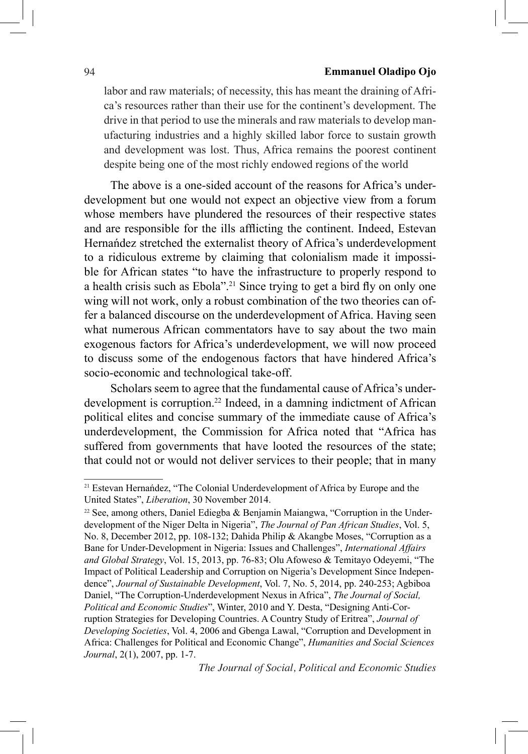labor and raw materials; of necessity, this has meant the draining of Africa's resources rather than their use for the continent's development. The drive in that period to use the minerals and raw materials to develop manufacturing industries and a highly skilled labor force to sustain growth and development was lost. Thus, Africa remains the poorest continent despite being one of the most richly endowed regions of the world

The above is a one-sided account of the reasons for Africa's underdevelopment but one would not expect an objective view from a forum whose members have plundered the resources of their respective states and are responsible for the ills afflicting the continent. Indeed, Estevan Hernańdez stretched the externalist theory of Africa's underdevelopment to a ridiculous extreme by claiming that colonialism made it impossible for African states "to have the infrastructure to properly respond to a health crisis such as Ebola".[21] Since trying to get a bird fly on only one wing will not work, only a robust combination of the two theories can offer a balanced discourse on the underdevelopment of Africa. Having seen what numerous African commentators have to say about the two main exogenous factors for Africa's underdevelopment, we will now proceed to discuss some of the endogenous factors that have hindered Africa's socio-economic and technological take-off.

Scholars seem to agree that the fundamental cause of Africa's underdevelopment is corruption.[22] Indeed, in a damning indictment of African political elites and concise summary of the immediate cause of Africa's underdevelopment, the Commission for Africa noted that "Africa has suffered from governments that have looted the resources of the state; that could not or would not deliver services to their people; that in many

---

[21] Estevan Hernańdez, "The Colonial Underdevelopment of Africa by Europe and the United States", *Liberation*, 30 November 2014.

[22] See, among others, Daniel Ediegba & Benjamin Maiangwa, "Corruption in the Underdevelopment of the Niger Delta in Nigeria", *The Journal of Pan African Studies*, Vol. 5, No. 8, December 2012, pp. 108-132; Dahida Philip & Akangbe Moses, "Corruption as a Bane for Under-Development in Nigeria: Issues and Challenges", *International Affairs and Global Strategy*, Vol. 15, 2013, pp. 76-83; Olu Afoweso & Temitayo Odeyemi, "The Impact of Political Leadership and Corruption on Nigeria's Development Since Independence", *Journal of Sustainable Development*, Vol. 7, No. 5, 2014, pp. 240-253; Agbiboa Daniel, "The Corruption-Underdevelopment Nexus in Africa", *The Journal of Social, Political and Economic Studies*", Winter, 2010 and Y. Desta, "Designing Anti-Corruption Strategies for Developing Countries. A Country Study of Eritrea", *Journal of Developing Societies*, Vol. 4, 2006 and Gbenga Lawal, "Corruption and Development in Africa: Challenges for Political and Economic Change", *Humanities and Social Sciences Journal*, 2(1), 2007, pp. 1-7.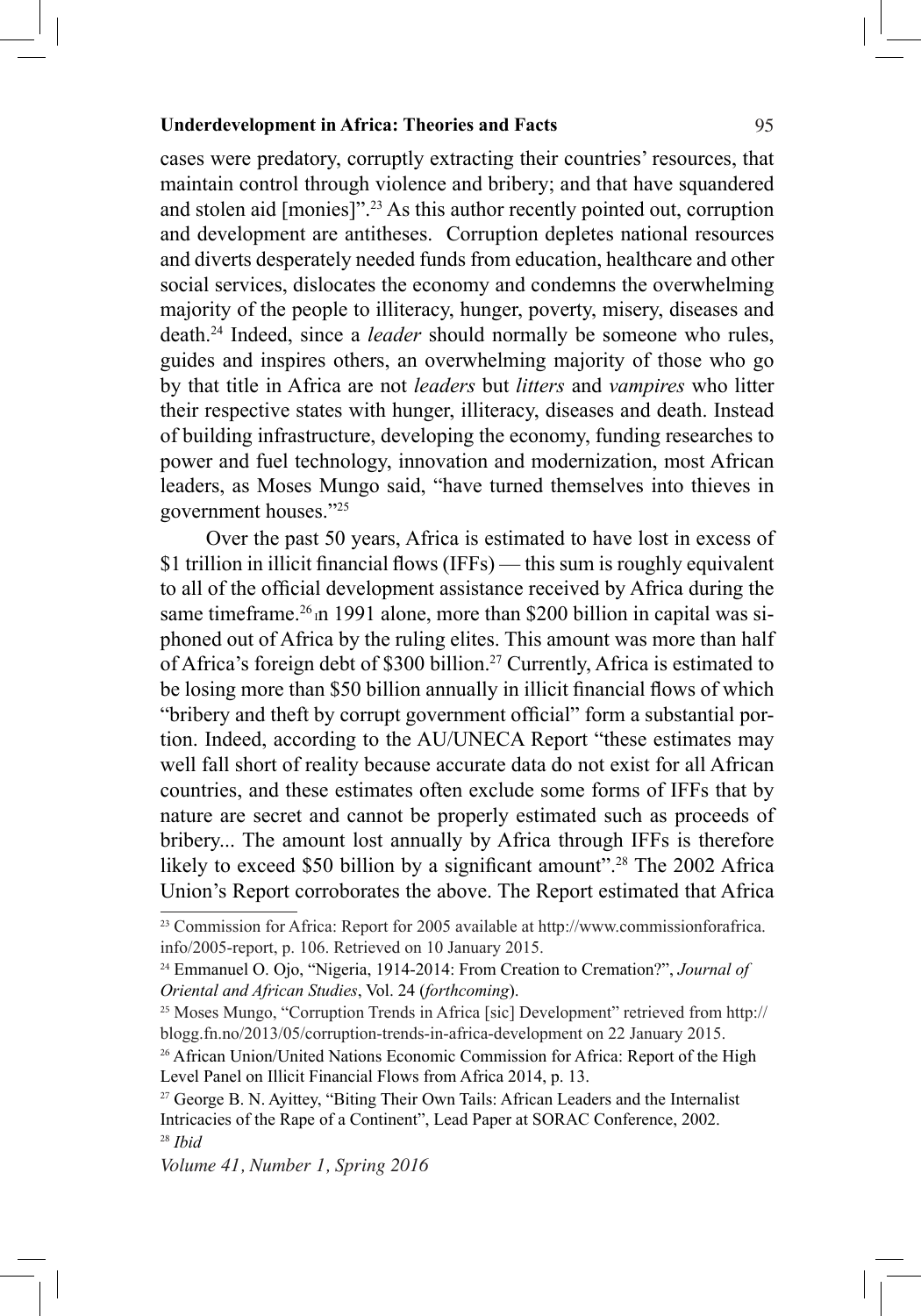cases were predatory, corruptly extracting their countries' resources, that maintain control through violence and bribery; and that have squandered and stolen aid [monies]".[23] As this author recently pointed out, corruption and development are antitheses. Corruption depletes national resources and diverts desperately needed funds from education, healthcare and other social services, dislocates the economy and condemns the overwhelming majority of the people to illiteracy, hunger, poverty, misery, diseases and death.[24] Indeed, since a *leader* should normally be someone who rules, guides and inspires others, an overwhelming majority of those who go by that title in Africa are not *leaders* but *litters* and *vampires* who litter their respective states with hunger, illiteracy, diseases and death. Instead of building infrastructure, developing the economy, funding researches to power and fuel technology, innovation and modernization, most African leaders, as Moses Mungo said, "have turned themselves into thieves in government houses."[25]

Over the past 50 years, Africa is estimated to have lost in excess of $1 trillion in illicit financial flows (IFFs) — this sum is roughly equivalent to all of the official development assistance received by Africa during the same timeframe.[26] In 1991 alone, more than $200 billion in capital was siphoned out of Africa by the ruling elites. This amount was more than half of Africa's foreign debt of $300 billion.[27] Currently, Africa is estimated to be losing more than $50 billion annually in illicit financial flows of which "bribery and theft by corrupt government official" form a substantial portion. Indeed, according to the AU/UNECA Report "these estimates may well fall short of reality because accurate data do not exist for all African countries, and these estimates often exclude some forms of IFFs that by nature are secret and cannot be properly estimated such as proceeds of bribery... The amount lost annually by Africa through IFFs is therefore likely to exceed $50 billion by a significant amount".[28] The 2002 Africa Union's Report corroborates the above. The Report estimated that Africa

---

[23] Commission for Africa: Report for 2005 available at http://www.commissionforafrica.info/2005-report, p. 106. Retrieved on 10 January 2015.

[24] Emmanuel O. Ojo, "Nigeria, 1914-2014: From Creation to Cremation?", *Journal of Oriental and African Studies*, Vol. 24 (*forthcoming*).

[25] Moses Mungo, "Corruption Trends in Africa [sic] Development" retrieved from http://blogg.fn.no/2013/05/corruption-trends-in-africa-development on 22 January 2015.

[26] African Union/United Nations Economic Commission for Africa: Report of the High Level Panel on Illicit Financial Flows from Africa 2014, p. 13.

[27] George B. N. Ayittey, "Biting Their Own Tails: African Leaders and the Internalist Intricacies of the Rape of a Continent", Lead Paper at SORAC Conference, 2002.

[28] *Ibid*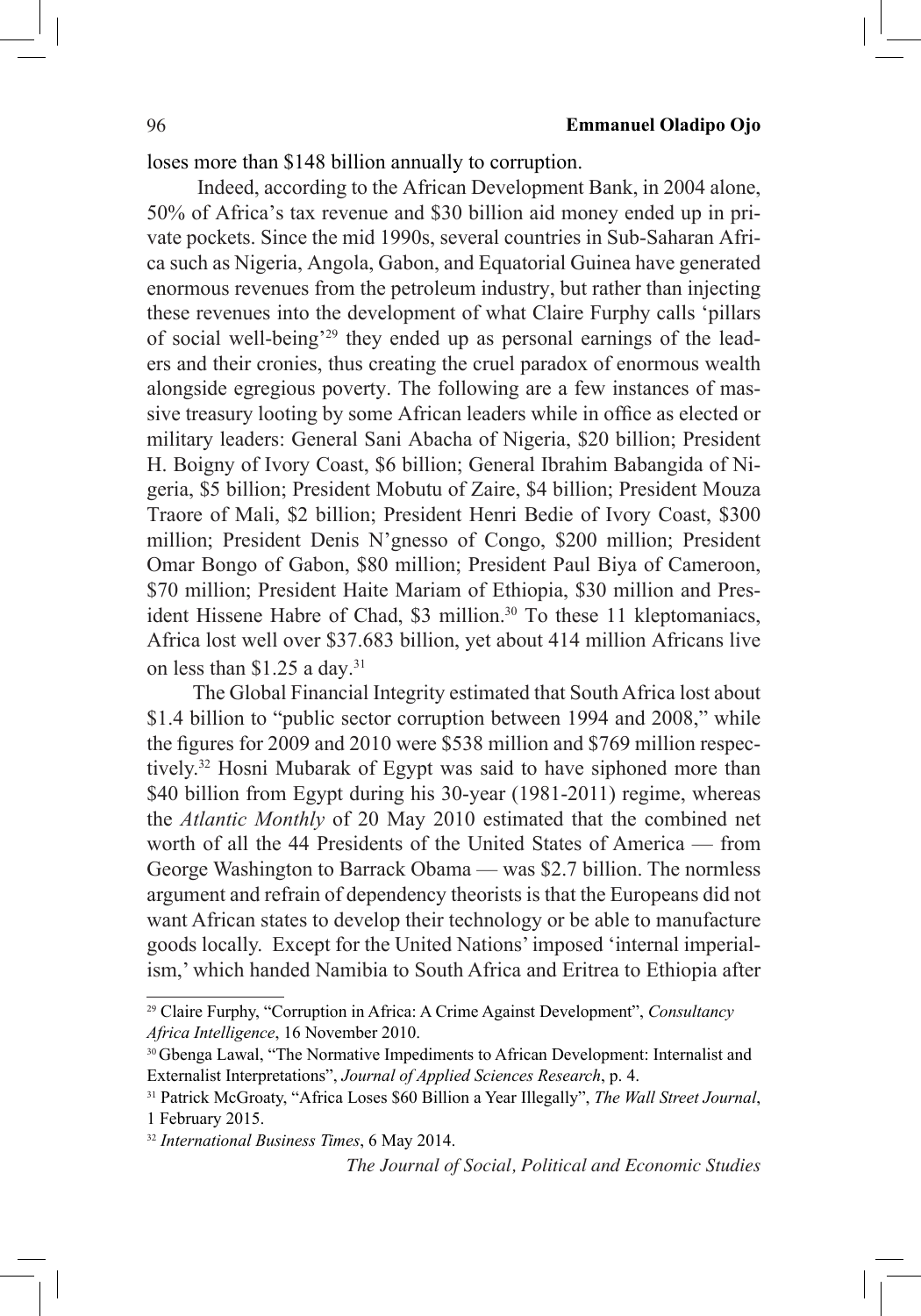loses more than $148 billion annually to corruption.

Indeed, according to the African Development Bank, in 2004 alone, 50% of Africa's tax revenue and $30 billion aid money ended up in private pockets. Since the mid 1990s, several countries in Sub-Saharan Africa such as Nigeria, Angola, Gabon, and Equatorial Guinea have generated enormous revenues from the petroleum industry, but rather than injecting these revenues into the development of what Claire Furphy calls 'pillars of social well-being'[29] they ended up as personal earnings of the leaders and their cronies, thus creating the cruel paradox of enormous wealth alongside egregious poverty. The following are a few instances of massive treasury looting by some African leaders while in office as elected or military leaders: General Sani Abacha of Nigeria, $20 billion; President H. Boigny of Ivory Coast, $6 billion; General Ibrahim Babangida of Nigeria, $5 billion; President Mobutu of Zaire, $4 billion; President Mouza Traore of Mali, $2 billion; President Henri Bedie of Ivory Coast, $300 million; President Denis N'gnesso of Congo, $200 million; President Omar Bongo of Gabon, $80 million; President Paul Biya of Cameroon, $70 million; President Haite Mariam of Ethiopia, $30 million and President Hissene Habre of Chad, $3 million.[30] To these 11 kleptomaniacs, Africa lost well over $37.683 billion, yet about 414 million Africans live on less than $1.25 a day.[31]

The Global Financial Integrity estimated that South Africa lost about $1.4 billion to "public sector corruption between 1994 and 2008," while the figures for 2009 and 2010 were $538 million and $769 million respectively.[32] Hosni Mubarak of Egypt was said to have siphoned more than $40 billion from Egypt during his 30-year (1981-2011) regime, whereas the *Atlantic Monthly* of 20 May 2010 estimated that the combined net worth of all the 44 Presidents of the United States of America — from George Washington to Barrack Obama — was $2.7 billion. The normless argument and refrain of dependency theorists is that the Europeans did not want African states to develop their technology or be able to manufacture goods locally. Except for the United Nations' imposed 'internal imperialism,' which handed Namibia to South Africa and Eritrea to Ethiopia after

---

[29] Claire Furphy, "Corruption in Africa: A Crime Against Development", *Consultancy Africa Intelligence*, 16 November 2010.

[30] Gbenga Lawal, "The Normative Impediments to African Development: Internalist and Externalist Interpretations", *Journal of Applied Sciences Research*, p. 4.

[31] Patrick McGroaty, "Africa Loses $60 Billion a Year Illegally", *The Wall Street Journal*, 1 February 2015.

[32] *International Business Times*, 6 May 2014.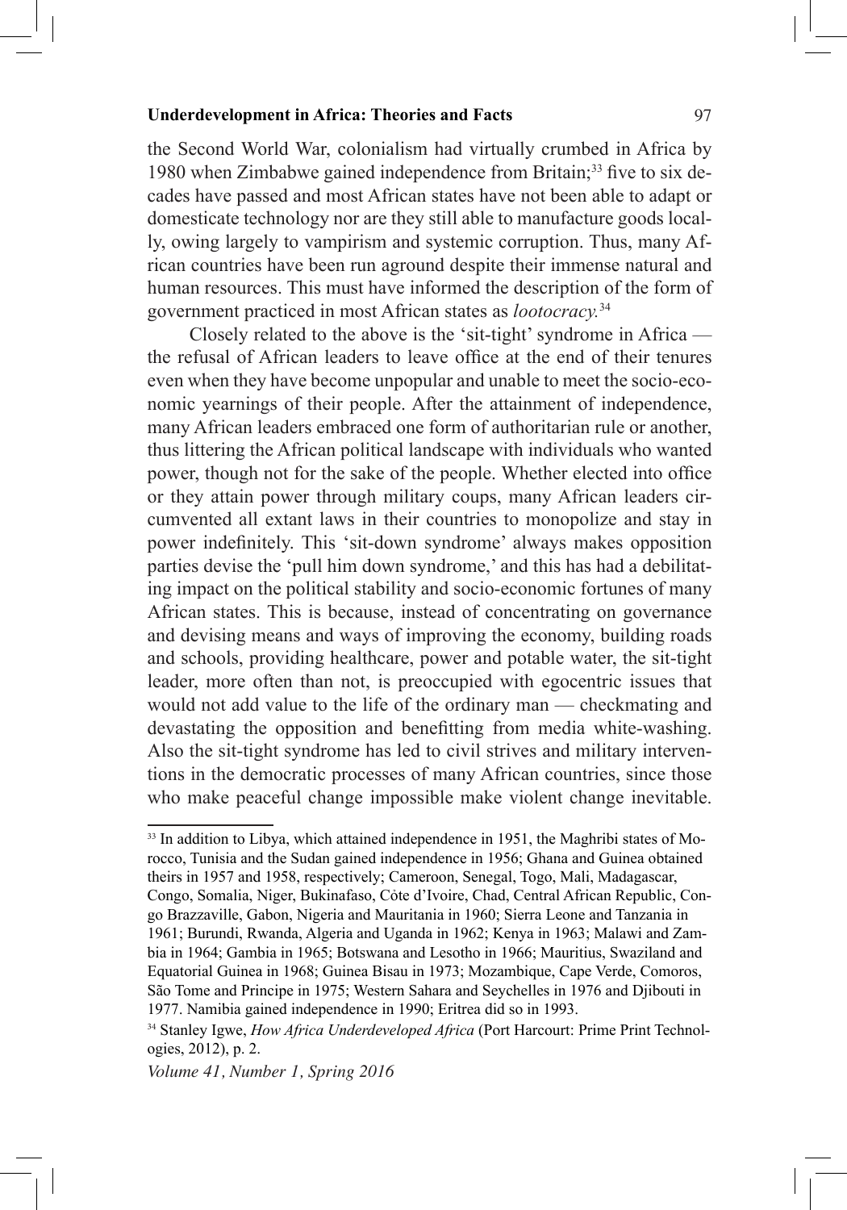the Second World War, colonialism had virtually crumbed in Africa by 1980 when Zimbabwe gained independence from Britain;[33] five to six decades have passed and most African states have not been able to adapt or domesticate technology nor are they still able to manufacture goods locally, owing largely to vampirism and systemic corruption. Thus, many African countries have been run aground despite their immense natural and human resources. This must have informed the description of the form of government practiced in most African states as *lootocracy.*[34]

Closely related to the above is the 'sit-tight' syndrome in Africa — the refusal of African leaders to leave office at the end of their tenures even when they have become unpopular and unable to meet the socio-economic yearnings of their people. After the attainment of independence, many African leaders embraced one form of authoritarian rule or another, thus littering the African political landscape with individuals who wanted power, though not for the sake of the people. Whether elected into office or they attain power through military coups, many African leaders circumvented all extant laws in their countries to monopolize and stay in power indefinitely. This 'sit-down syndrome' always makes opposition parties devise the 'pull him down syndrome,' and this has had a debilitating impact on the political stability and socio-economic fortunes of many African states. This is because, instead of concentrating on governance and devising means and ways of improving the economy, building roads and schools, providing healthcare, power and potable water, the sit-tight leader, more often than not, is preoccupied with egocentric issues that would not add value to the life of the ordinary man — checkmating and devastating the opposition and benefitting from media white-washing. Also the sit-tight syndrome has led to civil strives and military interventions in the democratic processes of many African countries, since those who make peaceful change impossible make violent change inevitable.

---

[33] In addition to Libya, which attained independence in 1951, the Maghribi states of Morocco, Tunisia and the Sudan gained independence in 1956; Ghana and Guinea obtained theirs in 1957 and 1958, respectively; Cameroon, Senegal, Togo, Mali, Madagascar, Congo, Somalia, Niger, Bukinafaso, Côte d'Ivoire, Chad, Central African Republic, Congo Brazzaville, Gabon, Nigeria and Mauritania in 1960; Sierra Leone and Tanzania in 1961; Burundi, Rwanda, Algeria and Uganda in 1962; Kenya in 1963; Malawi and Zambia in 1964; Gambia in 1965; Botswana and Lesotho in 1966; Mauritius, Swaziland and Equatorial Guinea in 1968; Guinea Bisau in 1973; Mozambique, Cape Verde, Comoros, São Tome and Principe in 1975; Western Sahara and Seychelles in 1976 and Djibouti in 1977. Namibia gained independence in 1990; Eritrea did so in 1993.

[34] Stanley Igwe, *How Africa Underdeveloped Africa* (Port Harcourt: Prime Print Technologies, 2012), p. 2.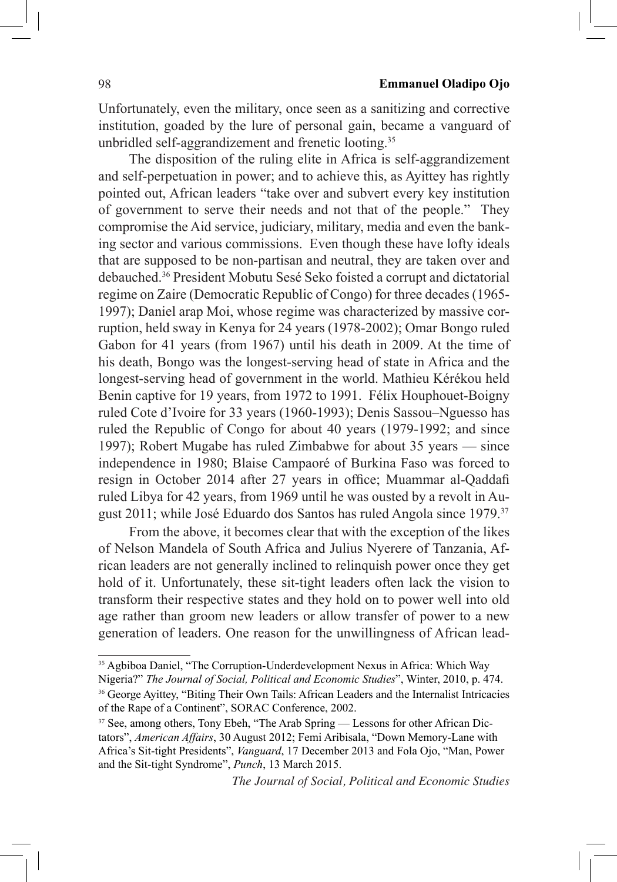Unfortunately, even the military, once seen as a sanitizing and corrective institution, goaded by the lure of personal gain, became a vanguard of unbridled self-aggrandizement and frenetic looting.[35]

The disposition of the ruling elite in Africa is self-aggrandizement and self-perpetuation in power; and to achieve this, as Ayittey has rightly pointed out, African leaders "take over and subvert every key institution of government to serve their needs and not that of the people." They compromise the Aid service, judiciary, military, media and even the banking sector and various commissions. Even though these have lofty ideals that are supposed to be non-partisan and neutral, they are taken over and debauched.[36] President Mobutu Sesé Seko foisted a corrupt and dictatorial regime on Zaire (Democratic Republic of Congo) for three decades (1965-1997); Daniel arap Moi, whose regime was characterized by massive corruption, held sway in Kenya for 24 years (1978-2002); Omar Bongo ruled Gabon for 41 years (from 1967) until his death in 2009. At the time of his death, Bongo was the longest-serving head of state in Africa and the longest-serving head of government in the world. Mathieu Kérékou held Benin captive for 19 years, from 1972 to 1991. Félix Houphouet-Boigny ruled Cote d'Ivoire for 33 years (1960-1993); Denis Sassou–Nguesso has ruled the Republic of Congo for about 40 years (1979-1992; and since 1997); Robert Mugabe has ruled Zimbabwe for about 35 years — since independence in 1980; Blaise Campaoré of Burkina Faso was forced to resign in October 2014 after 27 years in office; Muammar al-Qaddafi ruled Libya for 42 years, from 1969 until he was ousted by a revolt in August 2011; while José Eduardo dos Santos has ruled Angola since 1979.[37]

From the above, it becomes clear that with the exception of the likes of Nelson Mandela of South Africa and Julius Nyerere of Tanzania, African leaders are not generally inclined to relinquish power once they get hold of it. Unfortunately, these sit-tight leaders often lack the vision to transform their respective states and they hold on to power well into old age rather than groom new leaders or allow transfer of power to a new generation of leaders. One reason for the unwillingness of African lead-

---

[35] Agbiboa Daniel, "The Corruption-Underdevelopment Nexus in Africa: Which Way Nigeria?" *The Journal of Social, Political and Economic Studies*", Winter, 2010, p. 474.

[36] George Ayittey, "Biting Their Own Tails: African Leaders and the Internalist Intricacies of the Rape of a Continent", SORAC Conference, 2002.

[37] See, among others, Tony Ebeh, "The Arab Spring — Lessons for other African Dictators", *American Affairs*, 30 August 2012; Femi Aribisala, "Down Memory-Lane with Africa's Sit-tight Presidents", *Vanguard*, 17 December 2013 and Fola Ojo, "Man, Power and the Sit-tight Syndrome", *Punch*, 13 March 2015.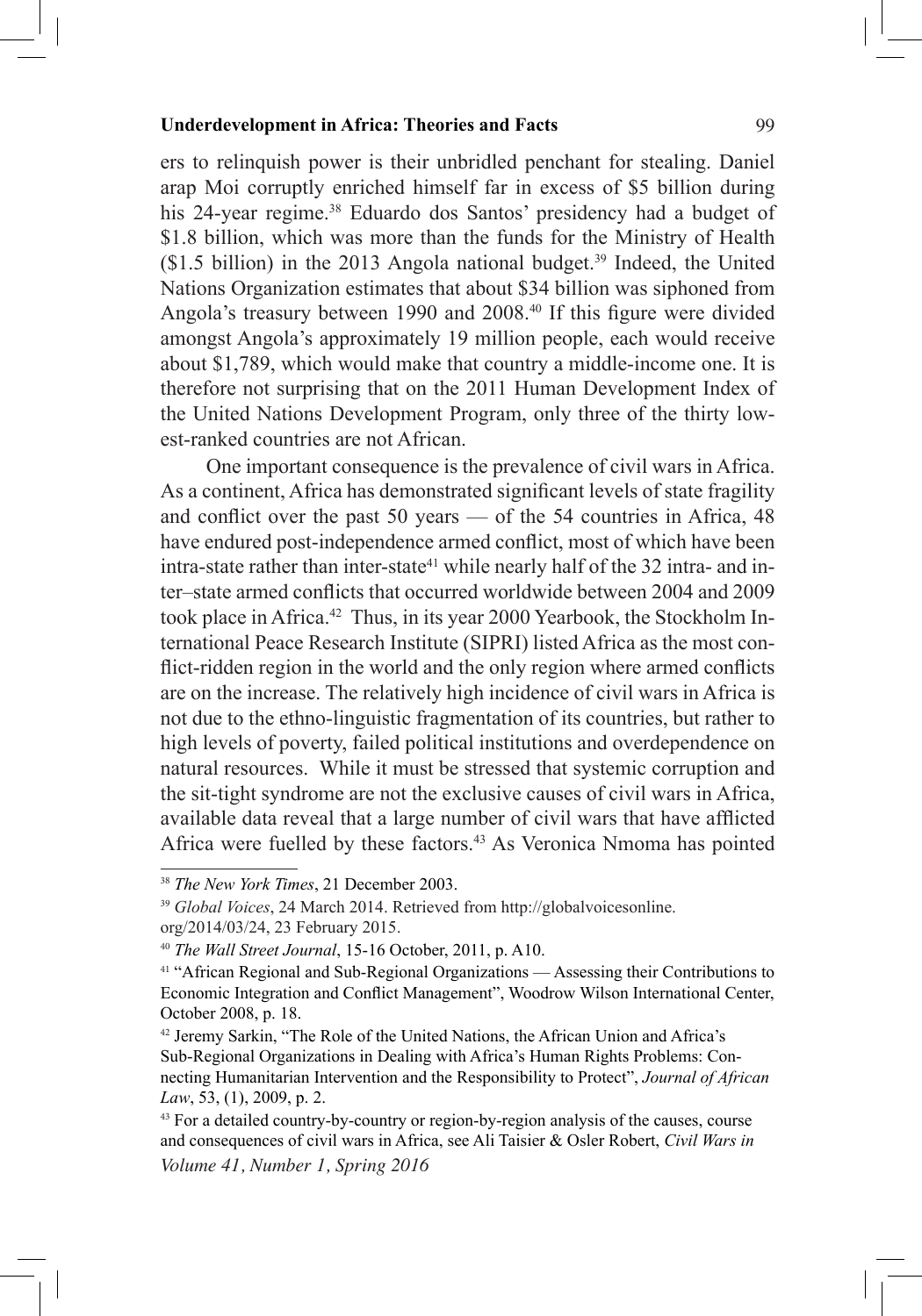ers to relinquish power is their unbridled penchant for stealing. Daniel arap Moi corruptly enriched himself far in excess of $5 billion during his 24-year regime.[38] Eduardo dos Santos' presidency had a budget of $1.8 billion, which was more than the funds for the Ministry of Health ($1.5 billion) in the 2013 Angola national budget.[39] Indeed, the United Nations Organization estimates that about $34 billion was siphoned from Angola's treasury between 1990 and 2008.[40] If this figure were divided amongst Angola's approximately 19 million people, each would receive about $1,789, which would make that country a middle-income one. It is therefore not surprising that on the 2011 Human Development Index of the United Nations Development Program, only three of the thirty lowest-ranked countries are not African.

One important consequence is the prevalence of civil wars in Africa. As a continent, Africa has demonstrated significant levels of state fragility and conflict over the past 50 years — of the 54 countries in Africa, 48 have endured post-independence armed conflict, most of which have been intra-state rather than inter-state[41] while nearly half of the 32 intra- and inter–state armed conflicts that occurred worldwide between 2004 and 2009 took place in Africa.[42] Thus, in its year 2000 Yearbook, the Stockholm International Peace Research Institute (SIPRI) listed Africa as the most conflict-ridden region in the world and the only region where armed conflicts are on the increase. The relatively high incidence of civil wars in Africa is not due to the ethno-linguistic fragmentation of its countries, but rather to high levels of poverty, failed political institutions and overdependence on natural resources. While it must be stressed that systemic corruption and the sit-tight syndrome are not the exclusive causes of civil wars in Africa, available data reveal that a large number of civil wars that have afflicted Africa were fuelled by these factors.[43] As Veronica Nmoma has pointed

---

[38] *The New York Times*, 21 December 2003.

[39] *Global Voices*, 24 March 2014. Retrieved from http://globalvoicesonline.org/2014/03/24, 23 February 2015.

[40] *The Wall Street Journal*, 15-16 October, 2011, p. A10.

[41] "African Regional and Sub-Regional Organizations — Assessing their Contributions to Economic Integration and Conflict Management", Woodrow Wilson International Center, October 2008, p. 18.

[42] Jeremy Sarkin, "The Role of the United Nations, the African Union and Africa's Sub-Regional Organizations in Dealing with Africa's Human Rights Problems: Connecting Humanitarian Intervention and the Responsibility to Protect", *Journal of African Law*, 53, (1), 2009, p. 2.

[43] For a detailed country-by-country or region-by-region analysis of the causes, course and consequences of civil wars in Africa, see Ali Taisier & Osler Robert, *Civil Wars in*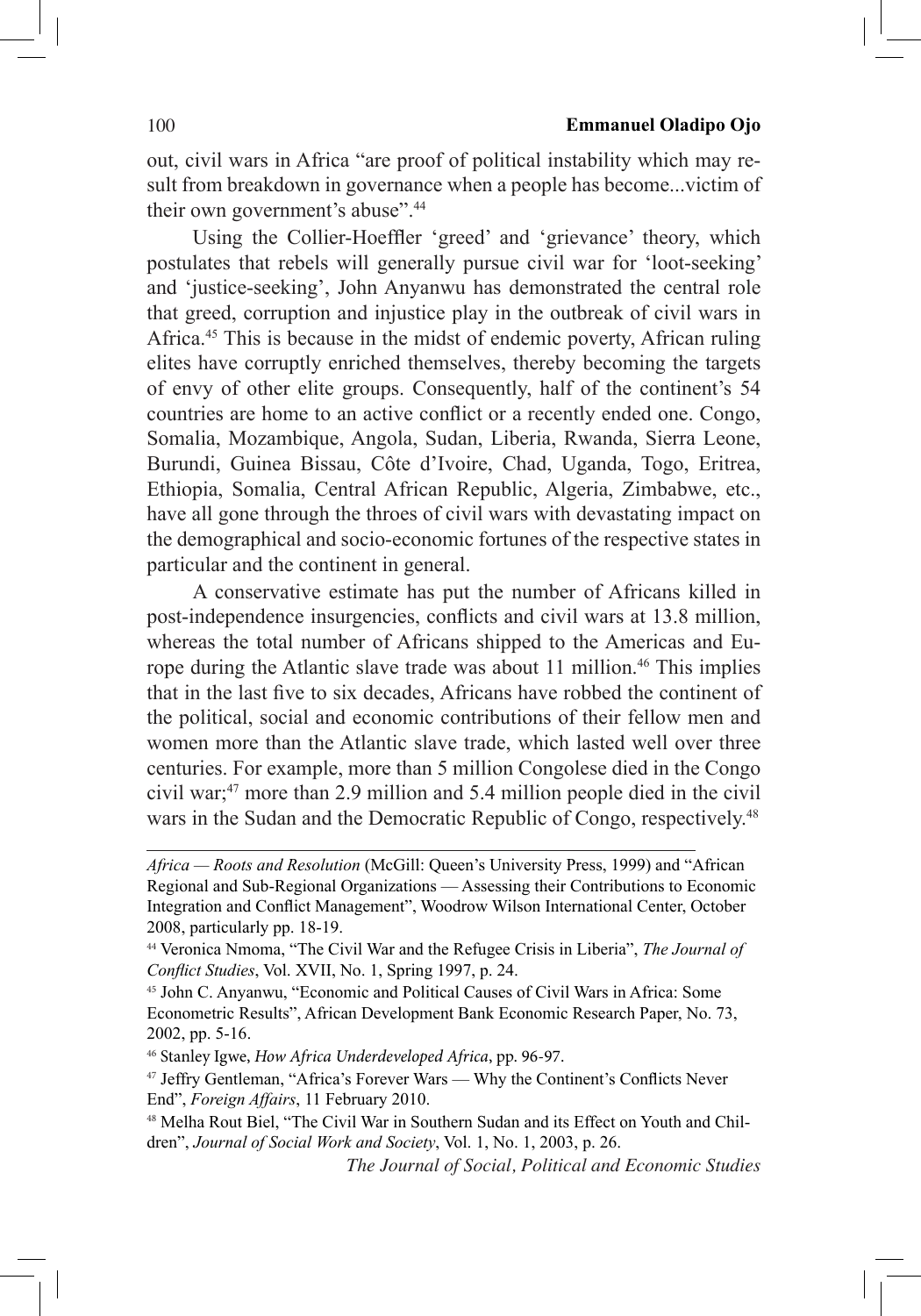out, civil wars in Africa "are proof of political instability which may result from breakdown in governance when a people has become...victim of their own government's abuse".[44]

Using the Collier-Hoeffler 'greed' and 'grievance' theory, which postulates that rebels will generally pursue civil war for 'loot-seeking' and 'justice-seeking', John Anyanwu has demonstrated the central role that greed, corruption and injustice play in the outbreak of civil wars in Africa.[45] This is because in the midst of endemic poverty, African ruling elites have corruptly enriched themselves, thereby becoming the targets of envy of other elite groups. Consequently, half of the continent's 54 countries are home to an active conflict or a recently ended one. Congo, Somalia, Mozambique, Angola, Sudan, Liberia, Rwanda, Sierra Leone, Burundi, Guinea Bissau, Côte d'Ivoire, Chad, Uganda, Togo, Eritrea, Ethiopia, Somalia, Central African Republic, Algeria, Zimbabwe, etc., have all gone through the throes of civil wars with devastating impact on the demographical and socio-economic fortunes of the respective states in particular and the continent in general.

A conservative estimate has put the number of Africans killed in post-independence insurgencies, conflicts and civil wars at 13.8 million, whereas the total number of Africans shipped to the Americas and Europe during the Atlantic slave trade was about 11 million.[46] This implies that in the last five to six decades, Africans have robbed the continent of the political, social and economic contributions of their fellow men and women more than the Atlantic slave trade, which lasted well over three centuries. For example, more than 5 million Congolese died in the Congo civil war;[47] more than 2.9 million and 5.4 million people died in the civil wars in the Sudan and the Democratic Republic of Congo, respectively.[48]

---

*Africa — Roots and Resolution* (McGill: Queen's University Press, 1999) and "African Regional and Sub-Regional Organizations — Assessing their Contributions to Economic Integration and Conflict Management", Woodrow Wilson International Center, October 2008, particularly pp. 18-19.

[44] Veronica Nmoma, "The Civil War and the Refugee Crisis in Liberia", *The Journal of Conflict Studies*, Vol. XVII, No. 1, Spring 1997, p. 24.

[45] John C. Anyanwu, "Economic and Political Causes of Civil Wars in Africa: Some Econometric Results", African Development Bank Economic Research Paper, No. 73, 2002, pp. 5-16.

[46] Stanley Igwe, *How Africa Underdeveloped Africa*, pp. 96-97.

[47] Jeffry Gentleman, "Africa's Forever Wars — Why the Continent's Conflicts Never End", *Foreign Affairs*, 11 February 2010.

[48] Melha Rout Biel, "The Civil War in Southern Sudan and its Effect on Youth and Children", *Journal of Social Work and Society*, Vol. 1, No. 1, 2003, p. 26.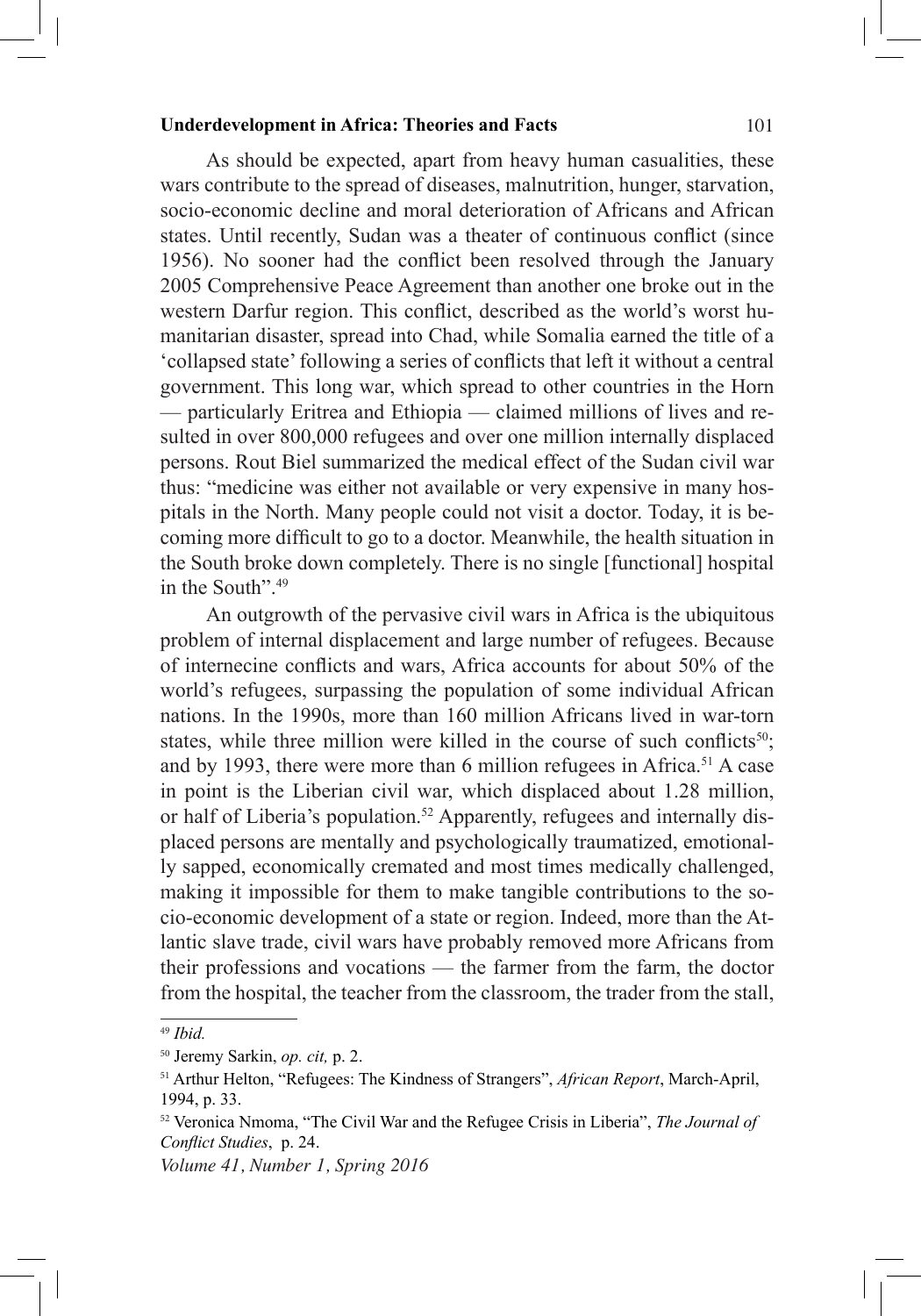As should be expected, apart from heavy human casualities, these wars contribute to the spread of diseases, malnutrition, hunger, starvation, socio-economic decline and moral deterioration of Africans and African states. Until recently, Sudan was a theater of continuous conflict (since 1956). No sooner had the conflict been resolved through the January 2005 Comprehensive Peace Agreement than another one broke out in the western Darfur region. This conflict, described as the world's worst humanitarian disaster, spread into Chad, while Somalia earned the title of a 'collapsed state' following a series of conflicts that left it without a central government. This long war, which spread to other countries in the Horn — particularly Eritrea and Ethiopia — claimed millions of lives and resulted in over 800,000 refugees and over one million internally displaced persons. Rout Biel summarized the medical effect of the Sudan civil war thus: "medicine was either not available or very expensive in many hospitals in the North. Many people could not visit a doctor. Today, it is becoming more difficult to go to a doctor. Meanwhile, the health situation in the South broke down completely. There is no single [functional] hospital in the South".[49]

An outgrowth of the pervasive civil wars in Africa is the ubiquitous problem of internal displacement and large number of refugees. Because of internecine conflicts and wars, Africa accounts for about 50% of the world's refugees, surpassing the population of some individual African nations. In the 1990s, more than 160 million Africans lived in war-torn states, while three million were killed in the course of such conflicts[50]; and by 1993, there were more than 6 million refugees in Africa.[51] A case in point is the Liberian civil war, which displaced about 1.28 million, or half of Liberia's population.[52] Apparently, refugees and internally displaced persons are mentally and psychologically traumatized, emotionally sapped, economically cremated and most times medically challenged, making it impossible for them to make tangible contributions to the socio-economic development of a state or region. Indeed, more than the Atlantic slave trade, civil wars have probably removed more Africans from their professions and vocations — the farmer from the farm, the doctor from the hospital, the teacher from the classroom, the trader from the stall,

---

[49] *Ibid.*

[50] Jeremy Sarkin, *op. cit,* p. 2.

[51] Arthur Helton, "Refugees: The Kindness of Strangers", *African Report*, March-April, 1994, p. 33.

[52] Veronica Nmoma, "The Civil War and the Refugee Crisis in Liberia", *The Journal of Conflict Studies*, p. 24.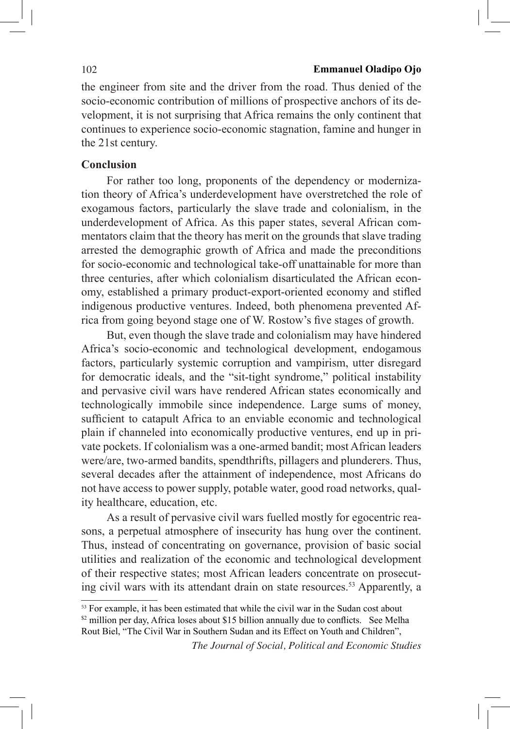the engineer from site and the driver from the road. Thus denied of the socio-economic contribution of millions of prospective anchors of its development, it is not surprising that Africa remains the only continent that continues to experience socio-economic stagnation, famine and hunger in the 21st century.

**Conclusion**

For rather too long, proponents of the dependency or modernization theory of Africa's underdevelopment have overstretched the role of exogamous factors, particularly the slave trade and colonialism, in the underdevelopment of Africa. As this paper states, several African commentators claim that the theory has merit on the grounds that slave trading arrested the demographic growth of Africa and made the preconditions for socio-economic and technological take-off unattainable for more than three centuries, after which colonialism disarticulated the African economy, established a primary product-export-oriented economy and stifled indigenous productive ventures. Indeed, both phenomena prevented Africa from going beyond stage one of W. Rostow's five stages of growth.

But, even though the slave trade and colonialism may have hindered Africa's socio-economic and technological development, endogamous factors, particularly systemic corruption and vampirism, utter disregard for democratic ideals, and the "sit-tight syndrome," political instability and pervasive civil wars have rendered African states economically and technologically immobile since independence. Large sums of money, sufficient to catapult Africa to an enviable economic and technological plain if channeled into economically productive ventures, end up in private pockets. If colonialism was a one-armed bandit; most African leaders were/are, two-armed bandits, spendthrifts, pillagers and plunderers. Thus, several decades after the attainment of independence, most Africans do not have access to power supply, potable water, good road networks, quality healthcare, education, etc.

As a result of pervasive civil wars fuelled mostly for egocentric reasons, a perpetual atmosphere of insecurity has hung over the continent. Thus, instead of concentrating on governance, provision of basic social utilities and realization of the economic and technological development of their respective states; most African leaders concentrate on prosecuting civil wars with its attendant drain on state resources.[53] Apparently, a

---

[53] For example, it has been estimated that while the civil war in the Sudan cost about $2 million per day, Africa loses about $15 billion annually due to conflicts. See Melha Rout Biel, "The Civil War in Southern Sudan and its Effect on Youth and Children",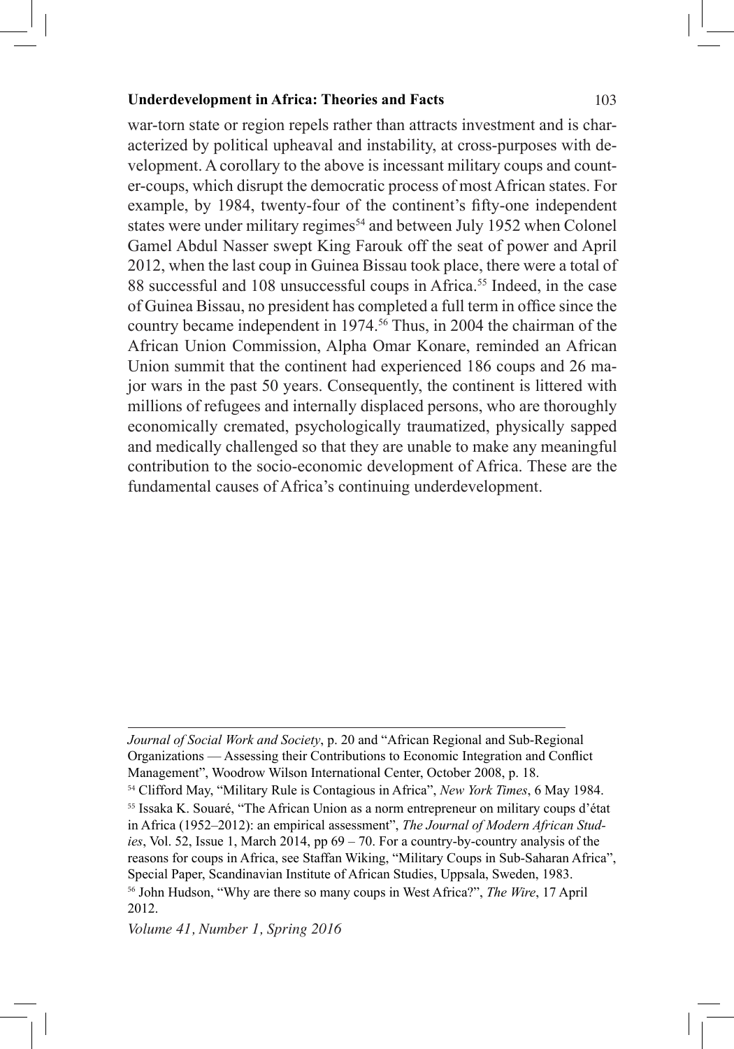war-torn state or region repels rather than attracts investment and is characterized by political upheaval and instability, at cross-purposes with development. A corollary to the above is incessant military coups and counter-coups, which disrupt the democratic process of most African states. For example, by 1984, twenty-four of the continent's fifty-one independent states were under military regimes[54] and between July 1952 when Colonel Gamel Abdul Nasser swept King Farouk off the seat of power and April 2012, when the last coup in Guinea Bissau took place, there were a total of 88 successful and 108 unsuccessful coups in Africa.[55] Indeed, in the case of Guinea Bissau, no president has completed a full term in office since the country became independent in 1974.[56] Thus, in 2004 the chairman of the African Union Commission, Alpha Omar Konare, reminded an African Union summit that the continent had experienced 186 coups and 26 major wars in the past 50 years. Consequently, the continent is littered with millions of refugees and internally displaced persons, who are thoroughly economically cremated, psychologically traumatized, physically sapped and medically challenged so that they are unable to make any meaningful contribution to the socio-economic development of Africa. These are the fundamental causes of Africa's continuing underdevelopment.

---

*Journal of Social Work and Society*, p. 20 and "African Regional and Sub-Regional Organizations — Assessing their Contributions to Economic Integration and Conflict Management", Woodrow Wilson International Center, October 2008, p. 18.

[54] Clifford May, "Military Rule is Contagious in Africa", *New York Times*, 6 May 1984.

[55] Issaka K. Souaré, "The African Union as a norm entrepreneur on military coups d'état in Africa (1952–2012): an empirical assessment", *The Journal of Modern African Studies*, Vol. 52, Issue 1, March 2014, pp 69 – 70. For a country-by-country analysis of the reasons for coups in Africa, see Staffan Wiking, "Military Coups in Sub-Saharan Africa", Special Paper, Scandinavian Institute of African Studies, Uppsala, Sweden, 1983.

[56] John Hudson, "Why are there so many coups in West Africa?", *The Wire*, 17 April 2012.